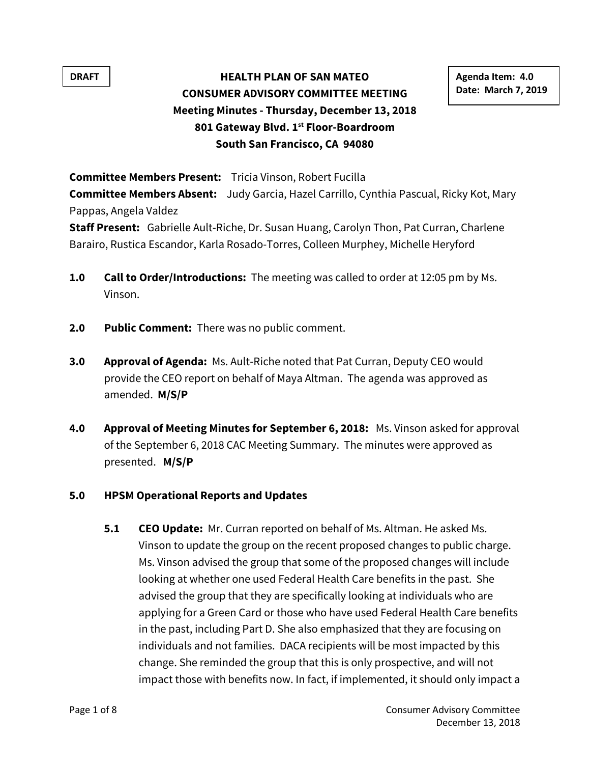**DRAFT**

**Agenda Item: 4.0**
**Date: March 7, 2019**

# HEALTH PLAN OF SAN MATEO
## CONSUMER ADVISORY COMMITTEE MEETING
### Meeting Minutes - Thursday, December 13, 2018
### 801 Gateway Blvd. 1st Floor-Boardroom
### South San Francisco, CA 94080

**Committee Members Present:** Tricia Vinson, Robert Fucilla
**Committee Members Absent:** Judy Garcia, Hazel Carrillo, Cynthia Pascual, Ricky Kot, Mary Pappas, Angela Valdez
**Staff Present:** Gabrielle Ault-Riche, Dr. Susan Huang, Carolyn Thon, Pat Curran, Charlene Barairo, Rustica Escandor, Karla Rosado-Torres, Colleen Murphey, Michelle Heryford

**1.0 Call to Order/Introductions:** The meeting was called to order at 12:05 pm by Ms. Vinson.

**2.0 Public Comment:** There was no public comment.

**3.0 Approval of Agenda:** Ms. Ault-Riche noted that Pat Curran, Deputy CEO would provide the CEO report on behalf of Maya Altman. The agenda was approved as amended. **M/S/P**

**4.0 Approval of Meeting Minutes for September 6, 2018:** Ms. Vinson asked for approval of the September 6, 2018 CAC Meeting Summary. The minutes were approved as presented. **M/S/P**

**5.0 HPSM Operational Reports and Updates**

**5.1 CEO Update:** Mr. Curran reported on behalf of Ms. Altman. He asked Ms. Vinson to update the group on the recent proposed changes to public charge. Ms. Vinson advised the group that some of the proposed changes will include looking at whether one used Federal Health Care benefits in the past. She advised the group that they are specifically looking at individuals who are applying for a Green Card or those who have used Federal Health Care benefits in the past, including Part D. She also emphasized that they are focusing on individuals and not families. DACA recipients will be most impacted by this change. She reminded the group that this is only prospective, and will not impact those with benefits now. In fact, if implemented, it should only impact a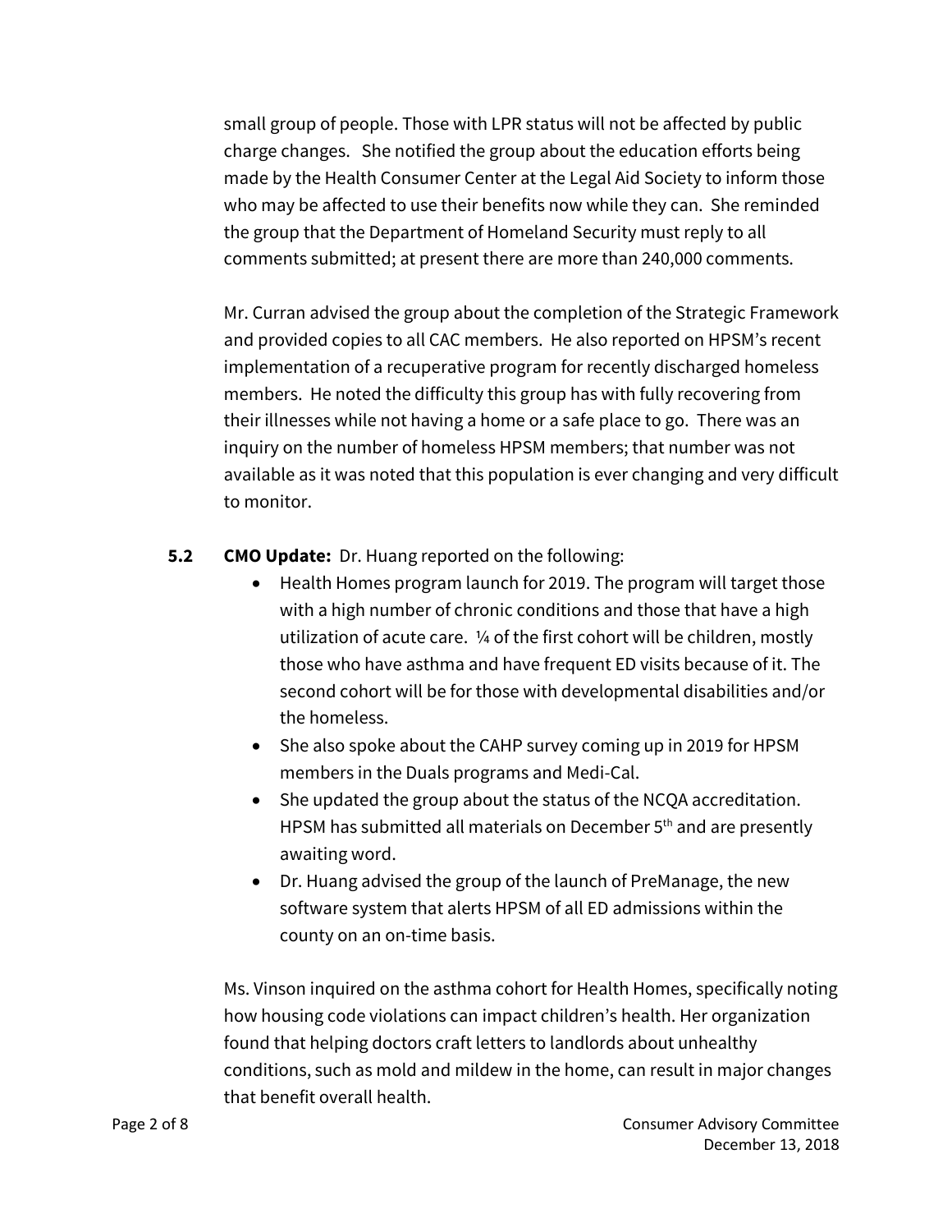small group of people. Those with LPR status will not be affected by public charge changes. She notified the group about the education efforts being made by the Health Consumer Center at the Legal Aid Society to inform those who may be affected to use their benefits now while they can. She reminded the group that the Department of Homeland Security must reply to all comments submitted; at present there are more than 240,000 comments.

Mr. Curran advised the group about the completion of the Strategic Framework and provided copies to all CAC members. He also reported on HPSM's recent implementation of a recuperative program for recently discharged homeless members. He noted the difficulty this group has with fully recovering from their illnesses while not having a home or a safe place to go. There was an inquiry on the number of homeless HPSM members; that number was not available as it was noted that this population is ever changing and very difficult to monitor.

**5.2 CMO Update:** Dr. Huang reported on the following:

- Health Homes program launch for 2019. The program will target those with a high number of chronic conditions and those that have a high utilization of acute care. ¼ of the first cohort will be children, mostly those who have asthma and have frequent ED visits because of it. The second cohort will be for those with developmental disabilities and/or the homeless.
- She also spoke about the CAHP survey coming up in 2019 for HPSM members in the Duals programs and Medi-Cal.
- She updated the group about the status of the NCQA accreditation. HPSM has submitted all materials on December 5th and are presently awaiting word.
- Dr. Huang advised the group of the launch of PreManage, the new software system that alerts HPSM of all ED admissions within the county on an on-time basis.

Ms. Vinson inquired on the asthma cohort for Health Homes, specifically noting how housing code violations can impact children's health. Her organization found that helping doctors craft letters to landlords about unhealthy conditions, such as mold and mildew in the home, can result in major changes that benefit overall health.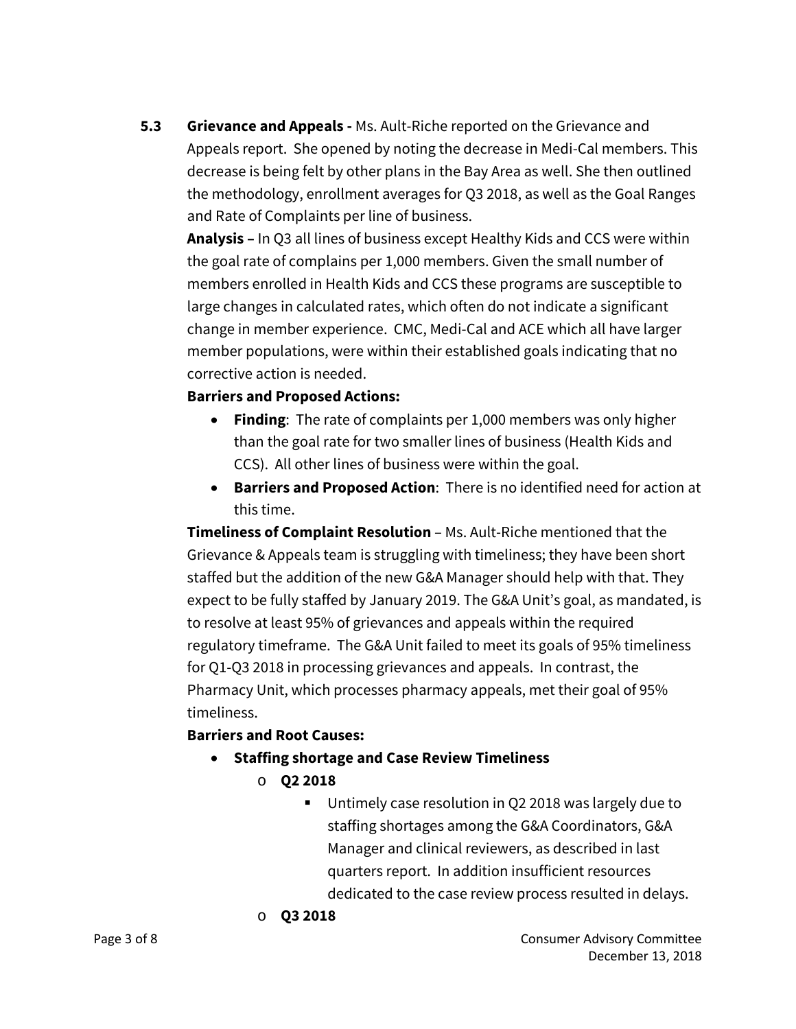**5.3 Grievance and Appeals -** Ms. Ault-Riche reported on the Grievance and Appeals report. She opened by noting the decrease in Medi-Cal members. This decrease is being felt by other plans in the Bay Area as well. She then outlined the methodology, enrollment averages for Q3 2018, as well as the Goal Ranges and Rate of Complaints per line of business.

**Analysis –** In Q3 all lines of business except Healthy Kids and CCS were within the goal rate of complains per 1,000 members. Given the small number of members enrolled in Health Kids and CCS these programs are susceptible to large changes in calculated rates, which often do not indicate a significant change in member experience. CMC, Medi-Cal and ACE which all have larger member populations, were within their established goals indicating that no corrective action is needed.

**Barriers and Proposed Actions:**

- **Finding**: The rate of complaints per 1,000 members was only higher than the goal rate for two smaller lines of business (Health Kids and CCS). All other lines of business were within the goal.
- **Barriers and Proposed Action**: There is no identified need for action at this time.

**Timeliness of Complaint Resolution** – Ms. Ault-Riche mentioned that the Grievance & Appeals team is struggling with timeliness; they have been short staffed but the addition of the new G&A Manager should help with that. They expect to be fully staffed by January 2019. The G&A Unit's goal, as mandated, is to resolve at least 95% of grievances and appeals within the required regulatory timeframe. The G&A Unit failed to meet its goals of 95% timeliness for Q1-Q3 2018 in processing grievances and appeals. In contrast, the Pharmacy Unit, which processes pharmacy appeals, met their goal of 95% timeliness.

**Barriers and Root Causes:**

- **Staffing shortage and Case Review Timeliness**
  - **Q2 2018**
    - Untimely case resolution in Q2 2018 was largely due to staffing shortages among the G&A Coordinators, G&A Manager and clinical reviewers, as described in last quarters report. In addition insufficient resources dedicated to the case review process resulted in delays.
  - **Q3 2018**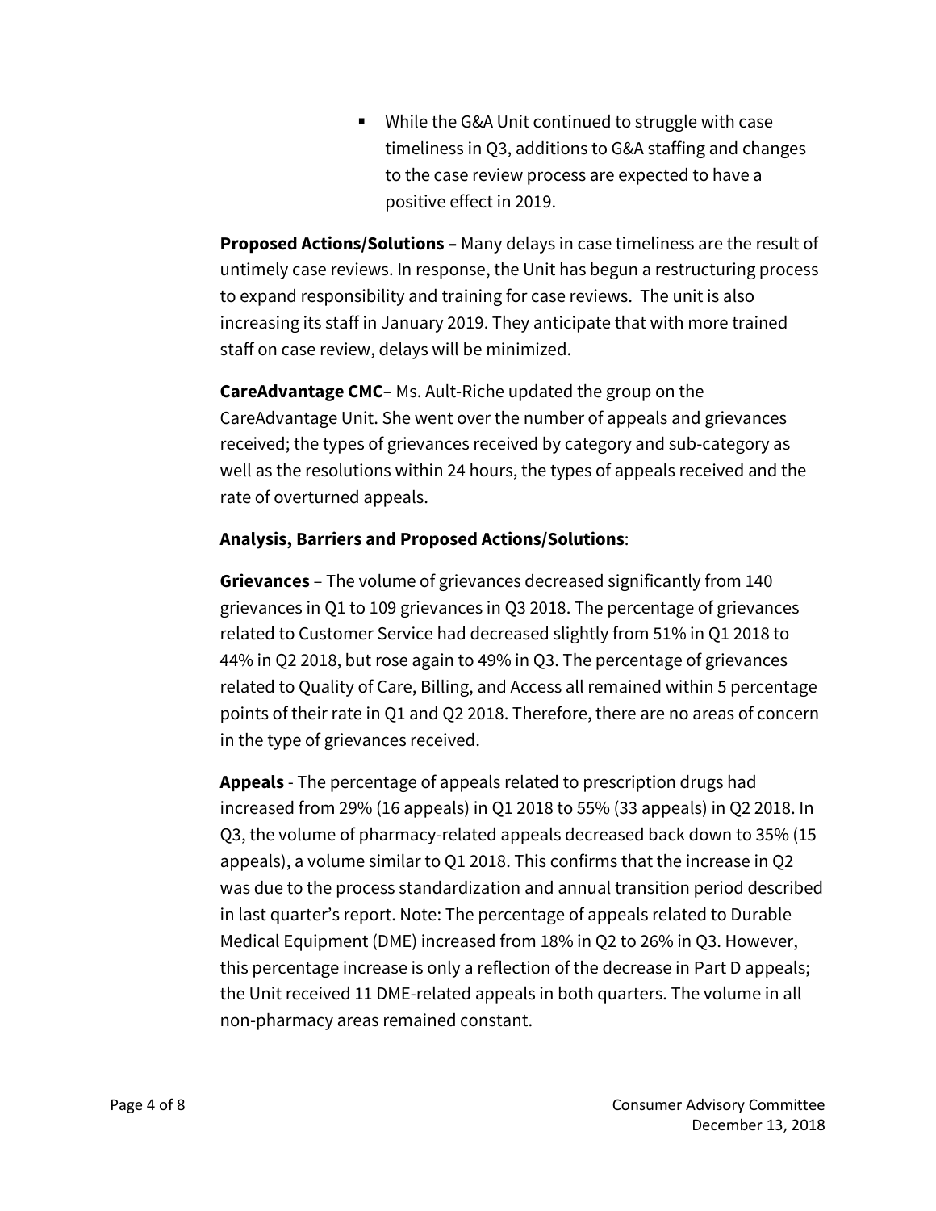- While the G&A Unit continued to struggle with case timeliness in Q3, additions to G&A staffing and changes to the case review process are expected to have a positive effect in 2019.

**Proposed Actions/Solutions –** Many delays in case timeliness are the result of untimely case reviews. In response, the Unit has begun a restructuring process to expand responsibility and training for case reviews. The unit is also increasing its staff in January 2019. They anticipate that with more trained staff on case review, delays will be minimized.

**CareAdvantage CMC**– Ms. Ault-Riche updated the group on the CareAdvantage Unit. She went over the number of appeals and grievances received; the types of grievances received by category and sub-category as well as the resolutions within 24 hours, the types of appeals received and the rate of overturned appeals.

**Analysis, Barriers and Proposed Actions/Solutions**:

**Grievances** – The volume of grievances decreased significantly from 140 grievances in Q1 to 109 grievances in Q3 2018. The percentage of grievances related to Customer Service had decreased slightly from 51% in Q1 2018 to 44% in Q2 2018, but rose again to 49% in Q3. The percentage of grievances related to Quality of Care, Billing, and Access all remained within 5 percentage points of their rate in Q1 and Q2 2018. Therefore, there are no areas of concern in the type of grievances received.

**Appeals** - The percentage of appeals related to prescription drugs had increased from 29% (16 appeals) in Q1 2018 to 55% (33 appeals) in Q2 2018. In Q3, the volume of pharmacy-related appeals decreased back down to 35% (15 appeals), a volume similar to Q1 2018. This confirms that the increase in Q2 was due to the process standardization and annual transition period described in last quarter's report. Note: The percentage of appeals related to Durable Medical Equipment (DME) increased from 18% in Q2 to 26% in Q3. However, this percentage increase is only a reflection of the decrease in Part D appeals; the Unit received 11 DME-related appeals in both quarters. The volume in all non-pharmacy areas remained constant.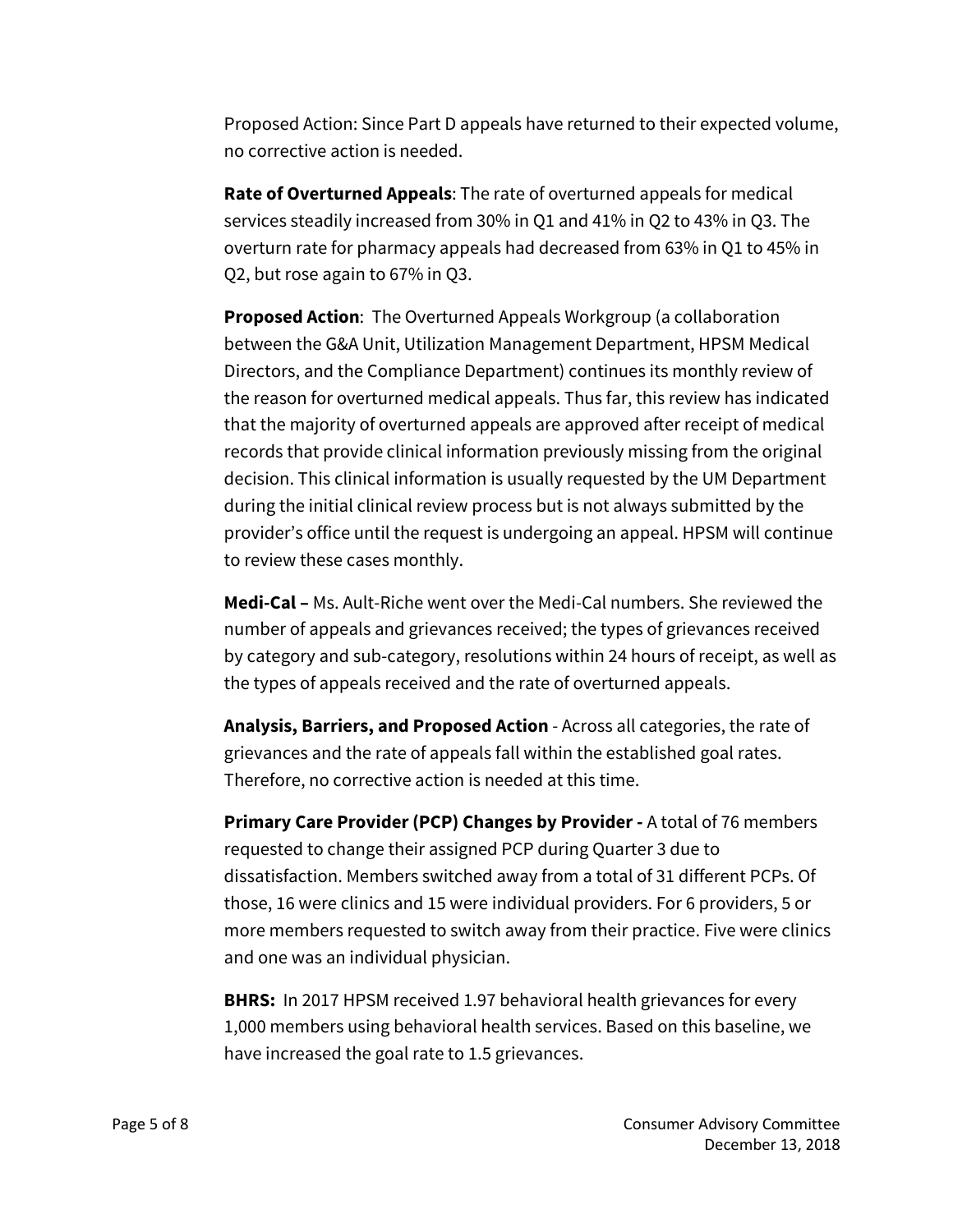Proposed Action: Since Part D appeals have returned to their expected volume, no corrective action is needed.

**Rate of Overturned Appeals**: The rate of overturned appeals for medical services steadily increased from 30% in Q1 and 41% in Q2 to 43% in Q3. The overturn rate for pharmacy appeals had decreased from 63% in Q1 to 45% in Q2, but rose again to 67% in Q3.

**Proposed Action**: The Overturned Appeals Workgroup (a collaboration between the G&A Unit, Utilization Management Department, HPSM Medical Directors, and the Compliance Department) continues its monthly review of the reason for overturned medical appeals. Thus far, this review has indicated that the majority of overturned appeals are approved after receipt of medical records that provide clinical information previously missing from the original decision. This clinical information is usually requested by the UM Department during the initial clinical review process but is not always submitted by the provider's office until the request is undergoing an appeal. HPSM will continue to review these cases monthly.

**Medi-Cal –** Ms. Ault-Riche went over the Medi-Cal numbers. She reviewed the number of appeals and grievances received; the types of grievances received by category and sub-category, resolutions within 24 hours of receipt, as well as the types of appeals received and the rate of overturned appeals.

**Analysis, Barriers, and Proposed Action** - Across all categories, the rate of grievances and the rate of appeals fall within the established goal rates. Therefore, no corrective action is needed at this time.

**Primary Care Provider (PCP) Changes by Provider -** A total of 76 members requested to change their assigned PCP during Quarter 3 due to dissatisfaction. Members switched away from a total of 31 different PCPs. Of those, 16 were clinics and 15 were individual providers. For 6 providers, 5 or more members requested to switch away from their practice. Five were clinics and one was an individual physician.

**BHRS:** In 2017 HPSM received 1.97 behavioral health grievances for every 1,000 members using behavioral health services. Based on this baseline, we have increased the goal rate to 1.5 grievances.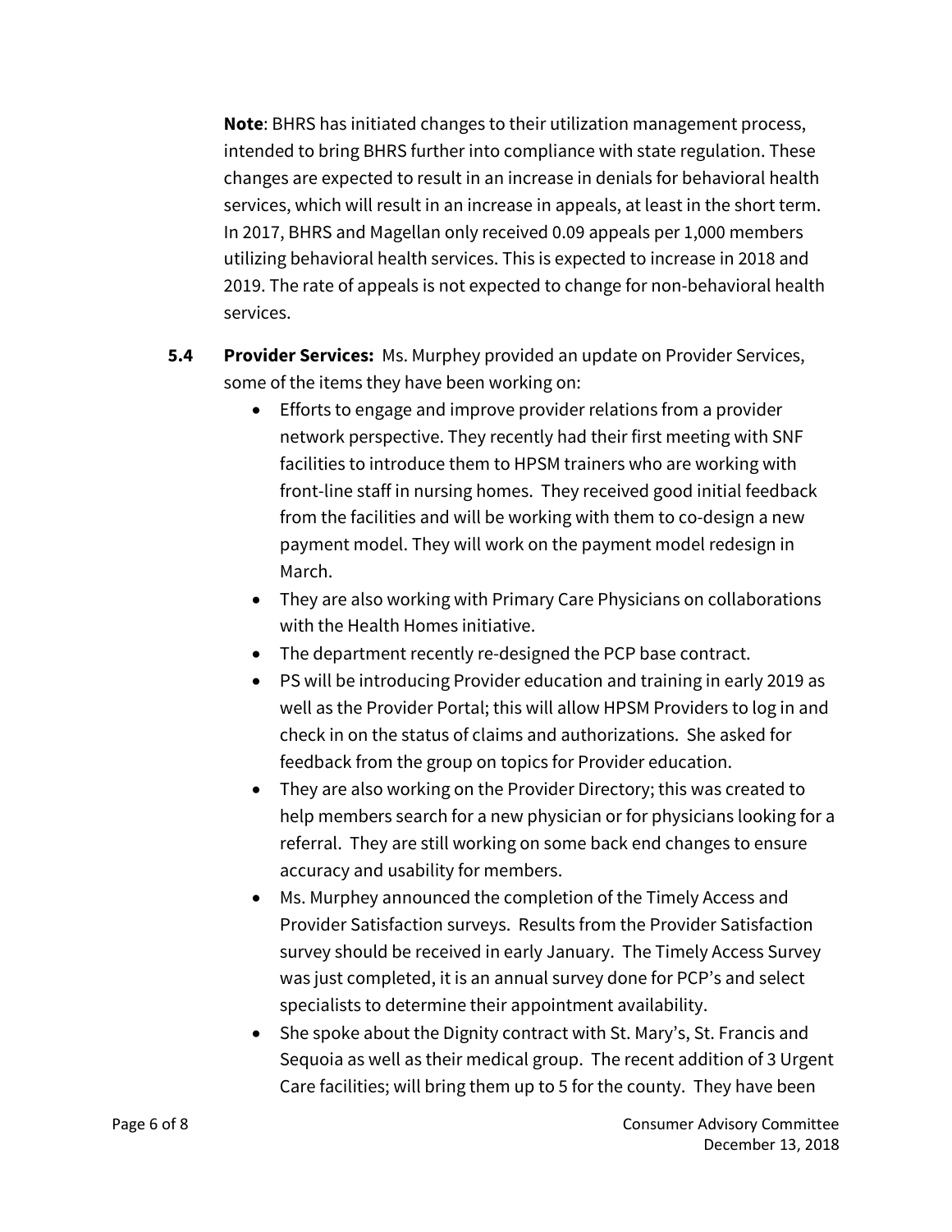**Note**: BHRS has initiated changes to their utilization management process, intended to bring BHRS further into compliance with state regulation. These changes are expected to result in an increase in denials for behavioral health services, which will result in an increase in appeals, at least in the short term. In 2017, BHRS and Magellan only received 0.09 appeals per 1,000 members utilizing behavioral health services. This is expected to increase in 2018 and 2019. The rate of appeals is not expected to change for non-behavioral health services.

**5.4 Provider Services:** Ms. Murphey provided an update on Provider Services, some of the items they have been working on:

- Efforts to engage and improve provider relations from a provider network perspective. They recently had their first meeting with SNF facilities to introduce them to HPSM trainers who are working with front-line staff in nursing homes. They received good initial feedback from the facilities and will be working with them to co-design a new payment model. They will work on the payment model redesign in March.
- They are also working with Primary Care Physicians on collaborations with the Health Homes initiative.
- The department recently re-designed the PCP base contract.
- PS will be introducing Provider education and training in early 2019 as well as the Provider Portal; this will allow HPSM Providers to log in and check in on the status of claims and authorizations. She asked for feedback from the group on topics for Provider education.
- They are also working on the Provider Directory; this was created to help members search for a new physician or for physicians looking for a referral. They are still working on some back end changes to ensure accuracy and usability for members.
- Ms. Murphey announced the completion of the Timely Access and Provider Satisfaction surveys. Results from the Provider Satisfaction survey should be received in early January. The Timely Access Survey was just completed, it is an annual survey done for PCP's and select specialists to determine their appointment availability.
- She spoke about the Dignity contract with St. Mary's, St. Francis and Sequoia as well as their medical group. The recent addition of 3 Urgent Care facilities; will bring them up to 5 for the county. They have been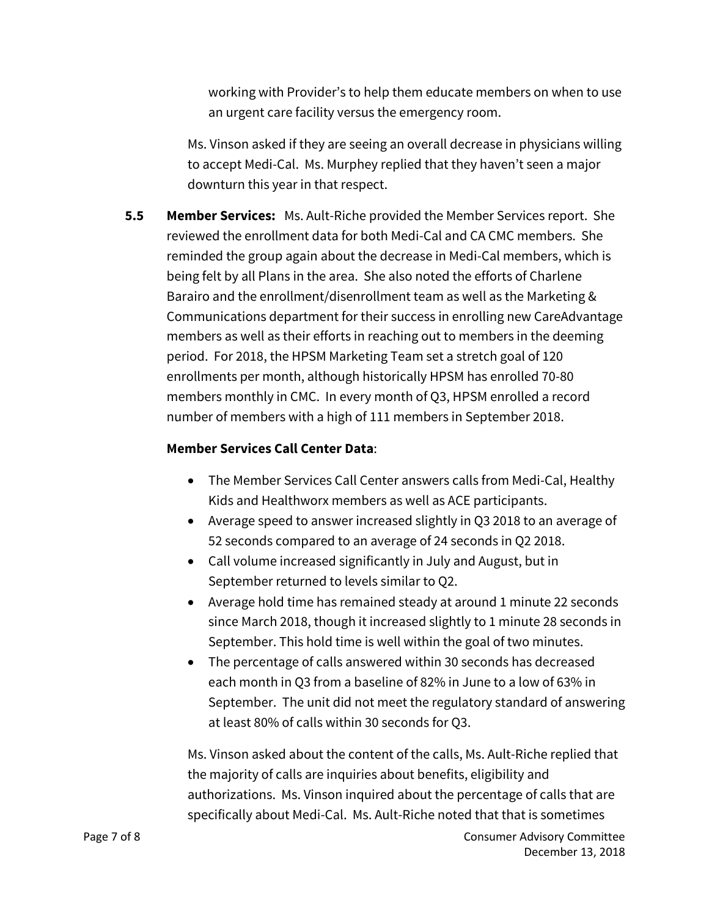working with Provider's to help them educate members on when to use an urgent care facility versus the emergency room.

Ms. Vinson asked if they are seeing an overall decrease in physicians willing to accept Medi-Cal. Ms. Murphey replied that they haven't seen a major downturn this year in that respect.

**5.5 Member Services:** Ms. Ault-Riche provided the Member Services report. She reviewed the enrollment data for both Medi-Cal and CA CMC members. She reminded the group again about the decrease in Medi-Cal members, which is being felt by all Plans in the area. She also noted the efforts of Charlene Barairo and the enrollment/disenrollment team as well as the Marketing & Communications department for their success in enrolling new CareAdvantage members as well as their efforts in reaching out to members in the deeming period. For 2018, the HPSM Marketing Team set a stretch goal of 120 enrollments per month, although historically HPSM has enrolled 70-80 members monthly in CMC. In every month of Q3, HPSM enrolled a record number of members with a high of 111 members in September 2018.

**Member Services Call Center Data**:

- The Member Services Call Center answers calls from Medi-Cal, Healthy Kids and Healthworx members as well as ACE participants.
- Average speed to answer increased slightly in Q3 2018 to an average of 52 seconds compared to an average of 24 seconds in Q2 2018.
- Call volume increased significantly in July and August, but in September returned to levels similar to Q2.
- Average hold time has remained steady at around 1 minute 22 seconds since March 2018, though it increased slightly to 1 minute 28 seconds in September. This hold time is well within the goal of two minutes.
- The percentage of calls answered within 30 seconds has decreased each month in Q3 from a baseline of 82% in June to a low of 63% in September. The unit did not meet the regulatory standard of answering at least 80% of calls within 30 seconds for Q3.

Ms. Vinson asked about the content of the calls, Ms. Ault-Riche replied that the majority of calls are inquiries about benefits, eligibility and authorizations. Ms. Vinson inquired about the percentage of calls that are specifically about Medi-Cal. Ms. Ault-Riche noted that that is sometimes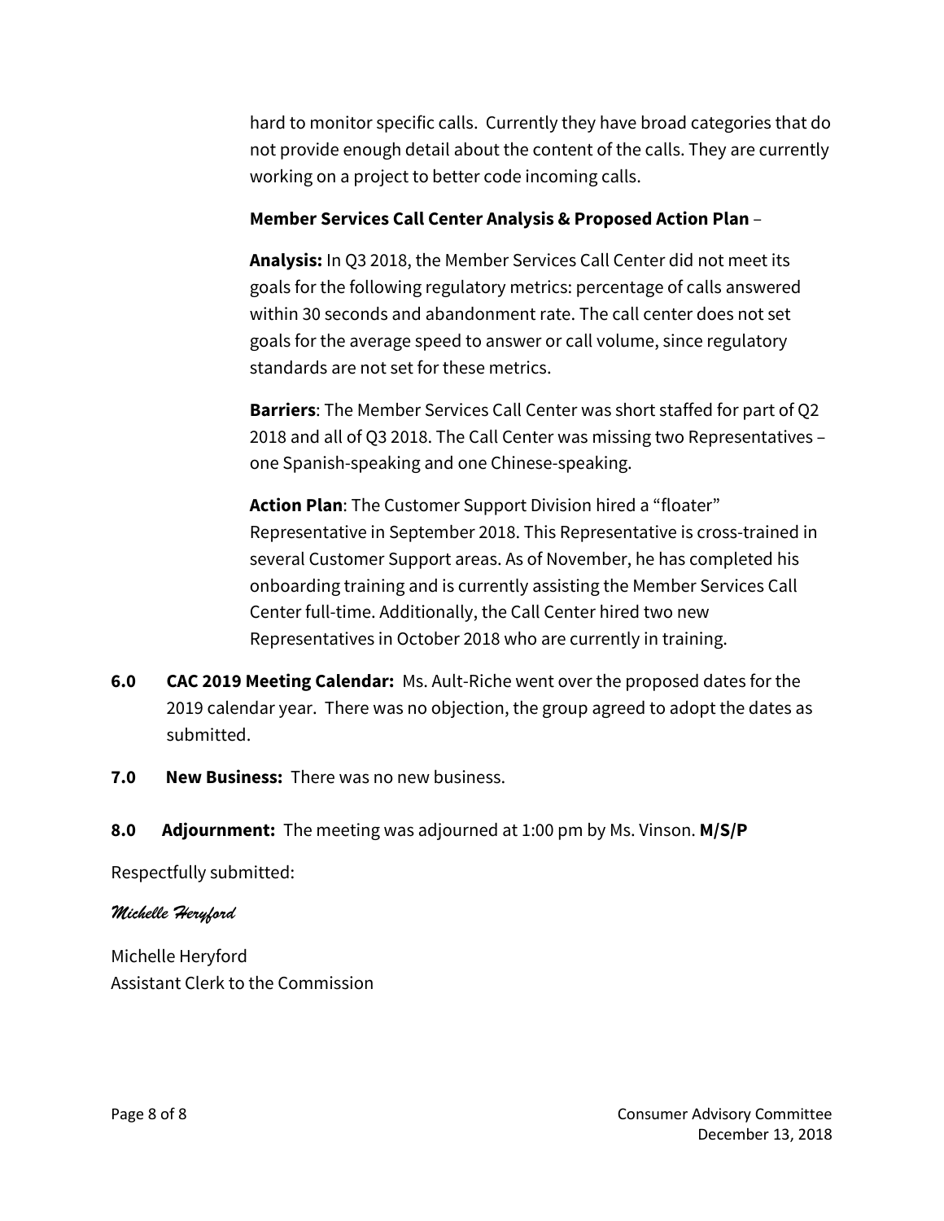hard to monitor specific calls. Currently they have broad categories that do not provide enough detail about the content of the calls. They are currently working on a project to better code incoming calls.

**Member Services Call Center Analysis & Proposed Action Plan** –

**Analysis:** In Q3 2018, the Member Services Call Center did not meet its goals for the following regulatory metrics: percentage of calls answered within 30 seconds and abandonment rate. The call center does not set goals for the average speed to answer or call volume, since regulatory standards are not set for these metrics.

**Barriers**: The Member Services Call Center was short staffed for part of Q2 2018 and all of Q3 2018. The Call Center was missing two Representatives – one Spanish-speaking and one Chinese-speaking.

**Action Plan**: The Customer Support Division hired a "floater" Representative in September 2018. This Representative is cross-trained in several Customer Support areas. As of November, he has completed his onboarding training and is currently assisting the Member Services Call Center full-time. Additionally, the Call Center hired two new Representatives in October 2018 who are currently in training.

**6.0 CAC 2019 Meeting Calendar:** Ms. Ault-Riche went over the proposed dates for the 2019 calendar year. There was no objection, the group agreed to adopt the dates as submitted.

**7.0 New Business:** There was no new business.

**8.0 Adjournment:** The meeting was adjourned at 1:00 pm by Ms. Vinson. **M/S/P**

Respectfully submitted:

*Michelle Heryford*

Michelle Heryford
Assistant Clerk to the Commission